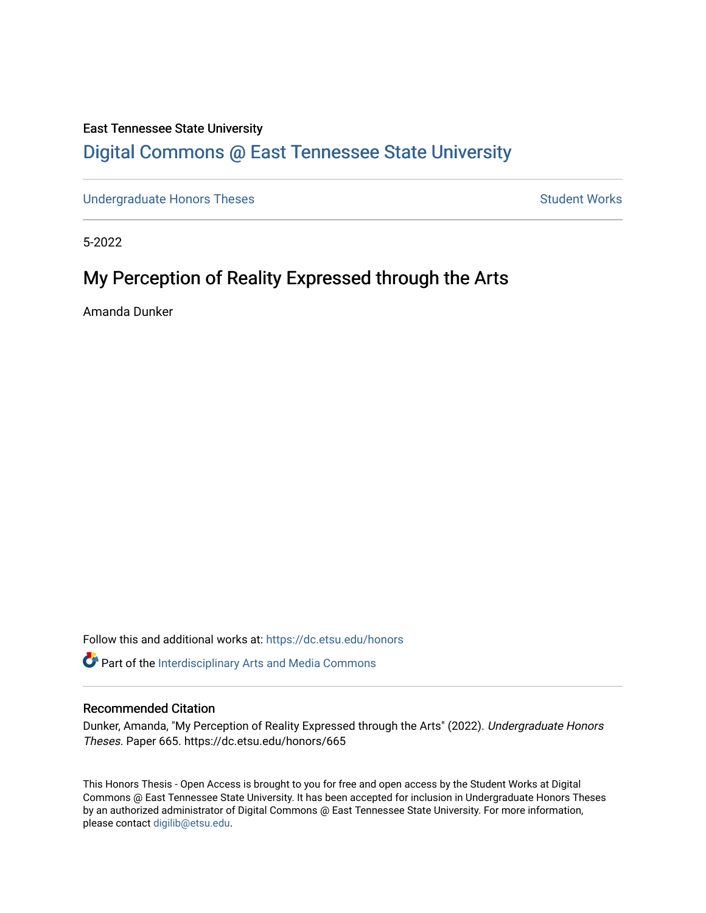East Tennessee State University

# Digital Commons @ East Tennessee State University

Undergraduate Honors Theses | Student Works

5-2022

## My Perception of Reality Expressed through the Arts

Amanda Dunker

Follow this and additional works at: https://dc.etsu.edu/honors

Part of the Interdisciplinary Arts and Media Commons

### Recommended Citation

Dunker, Amanda, "My Perception of Reality Expressed through the Arts" (2022). *Undergraduate Honors Theses.* Paper 665. https://dc.etsu.edu/honors/665

This Honors Thesis - Open Access is brought to you for free and open access by the Student Works at Digital Commons @ East Tennessee State University. It has been accepted for inclusion in Undergraduate Honors Theses by an authorized administrator of Digital Commons @ East Tennessee State University. For more information, please contact digilib@etsu.edu.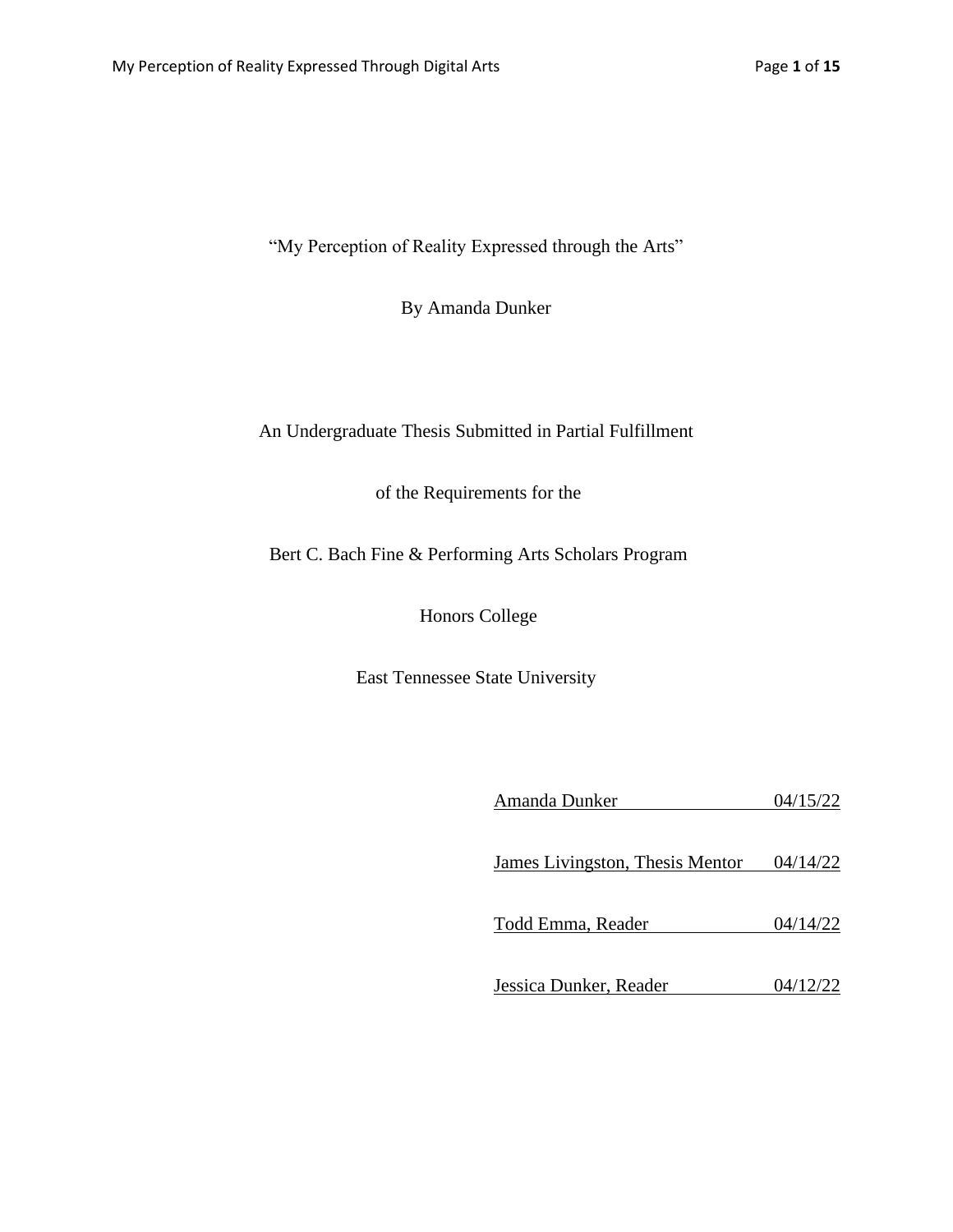"My Perception of Reality Expressed through the Arts"

By Amanda Dunker

An Undergraduate Thesis Submitted in Partial Fulfillment

of the Requirements for the

Bert C. Bach Fine & Performing Arts Scholars Program

Honors College

East Tennessee State University

Amanda Dunker 04/15/22

James Livingston, Thesis Mentor 04/14/22

Todd Emma, Reader 04/14/22

Jessica Dunker, Reader 04/12/22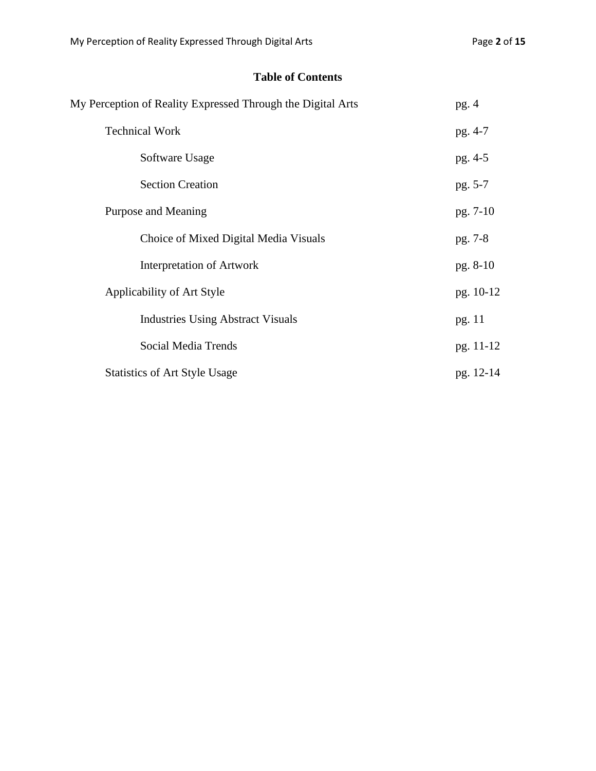# Table of Contents

| | |
|---|---|
| My Perception of Reality Expressed Through the Digital Arts | pg. 4 |
| &nbsp;&nbsp;&nbsp;&nbsp;Technical Work | pg. 4-7 |
| &nbsp;&nbsp;&nbsp;&nbsp;&nbsp;&nbsp;&nbsp;&nbsp;Software Usage | pg. 4-5 |
| &nbsp;&nbsp;&nbsp;&nbsp;&nbsp;&nbsp;&nbsp;&nbsp;Section Creation | pg. 5-7 |
| &nbsp;&nbsp;&nbsp;&nbsp;Purpose and Meaning | pg. 7-10 |
| &nbsp;&nbsp;&nbsp;&nbsp;&nbsp;&nbsp;&nbsp;&nbsp;Choice of Mixed Digital Media Visuals | pg. 7-8 |
| &nbsp;&nbsp;&nbsp;&nbsp;&nbsp;&nbsp;&nbsp;&nbsp;Interpretation of Artwork | pg. 8-10 |
| &nbsp;&nbsp;&nbsp;&nbsp;Applicability of Art Style | pg. 10-12 |
| &nbsp;&nbsp;&nbsp;&nbsp;&nbsp;&nbsp;&nbsp;&nbsp;Industries Using Abstract Visuals | pg. 11 |
| &nbsp;&nbsp;&nbsp;&nbsp;&nbsp;&nbsp;&nbsp;&nbsp;Social Media Trends | pg. 11-12 |
| &nbsp;&nbsp;&nbsp;&nbsp;Statistics of Art Style Usage | pg. 12-14 |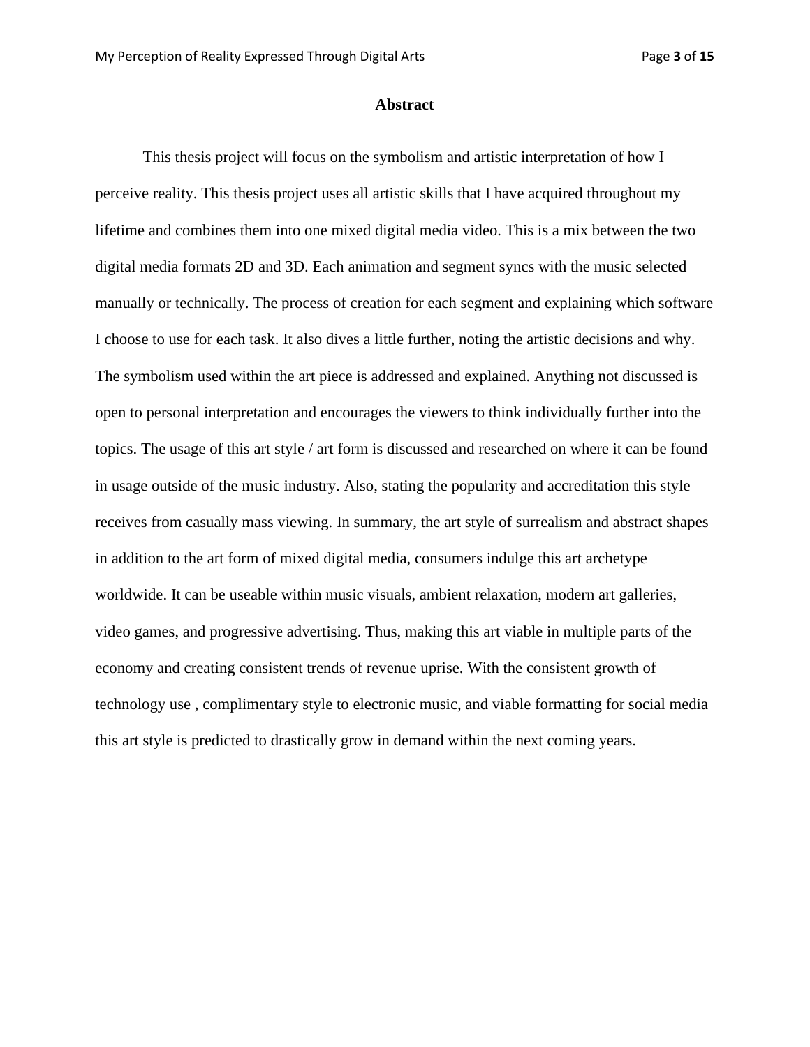# Abstract

This thesis project will focus on the symbolism and artistic interpretation of how I perceive reality. This thesis project uses all artistic skills that I have acquired throughout my lifetime and combines them into one mixed digital media video. This is a mix between the two digital media formats 2D and 3D. Each animation and segment syncs with the music selected manually or technically. The process of creation for each segment and explaining which software I choose to use for each task. It also dives a little further, noting the artistic decisions and why. The symbolism used within the art piece is addressed and explained. Anything not discussed is open to personal interpretation and encourages the viewers to think individually further into the topics. The usage of this art style / art form is discussed and researched on where it can be found in usage outside of the music industry. Also, stating the popularity and accreditation this style receives from casually mass viewing. In summary, the art style of surrealism and abstract shapes in addition to the art form of mixed digital media, consumers indulge this art archetype worldwide. It can be useable within music visuals, ambient relaxation, modern art galleries, video games, and progressive advertising. Thus, making this art viable in multiple parts of the economy and creating consistent trends of revenue uprise. With the consistent growth of technology use , complimentary style to electronic music, and viable formatting for social media this art style is predicted to drastically grow in demand within the next coming years.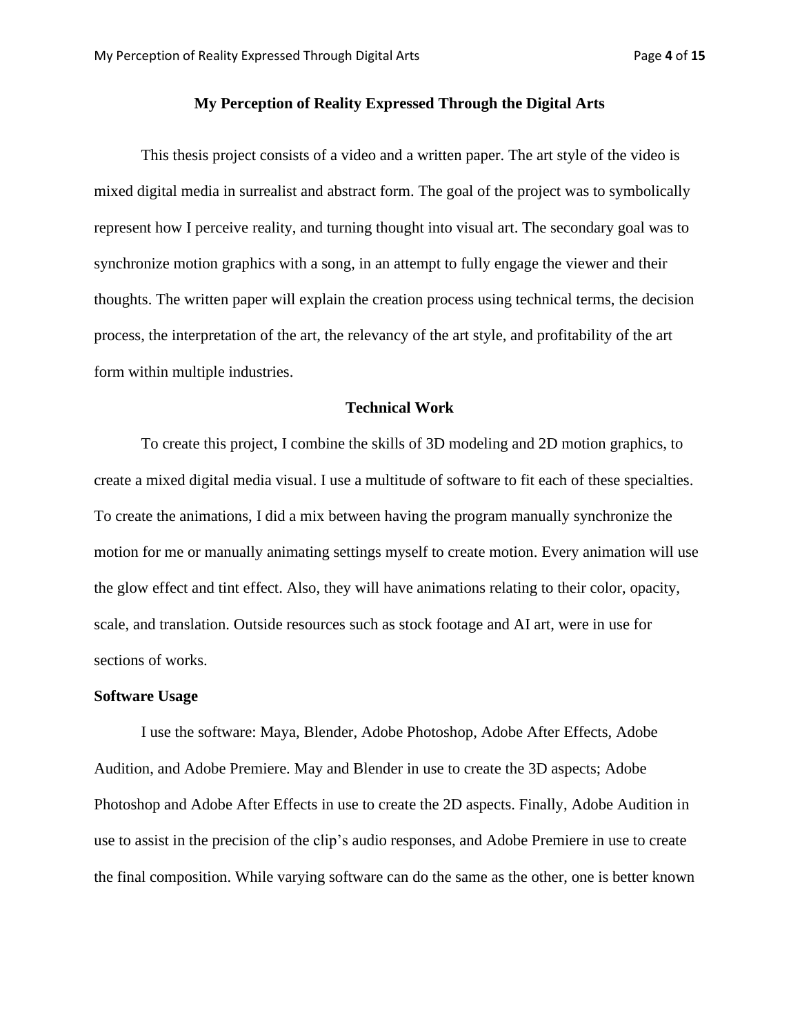## My Perception of Reality Expressed Through the Digital Arts

This thesis project consists of a video and a written paper. The art style of the video is mixed digital media in surrealist and abstract form. The goal of the project was to symbolically represent how I perceive reality, and turning thought into visual art. The secondary goal was to synchronize motion graphics with a song, in an attempt to fully engage the viewer and their thoughts. The written paper will explain the creation process using technical terms, the decision process, the interpretation of the art, the relevancy of the art style, and profitability of the art form within multiple industries.

### Technical Work

To create this project, I combine the skills of 3D modeling and 2D motion graphics, to create a mixed digital media visual. I use a multitude of software to fit each of these specialties. To create the animations, I did a mix between having the program manually synchronize the motion for me or manually animating settings myself to create motion. Every animation will use the glow effect and tint effect. Also, they will have animations relating to their color, opacity, scale, and translation. Outside resources such as stock footage and AI art, were in use for sections of works.

**Software Usage**

I use the software: Maya, Blender, Adobe Photoshop, Adobe After Effects, Adobe Audition, and Adobe Premiere. May and Blender in use to create the 3D aspects; Adobe Photoshop and Adobe After Effects in use to create the 2D aspects. Finally, Adobe Audition in use to assist in the precision of the clip's audio responses, and Adobe Premiere in use to create the final composition. While varying software can do the same as the other, one is better known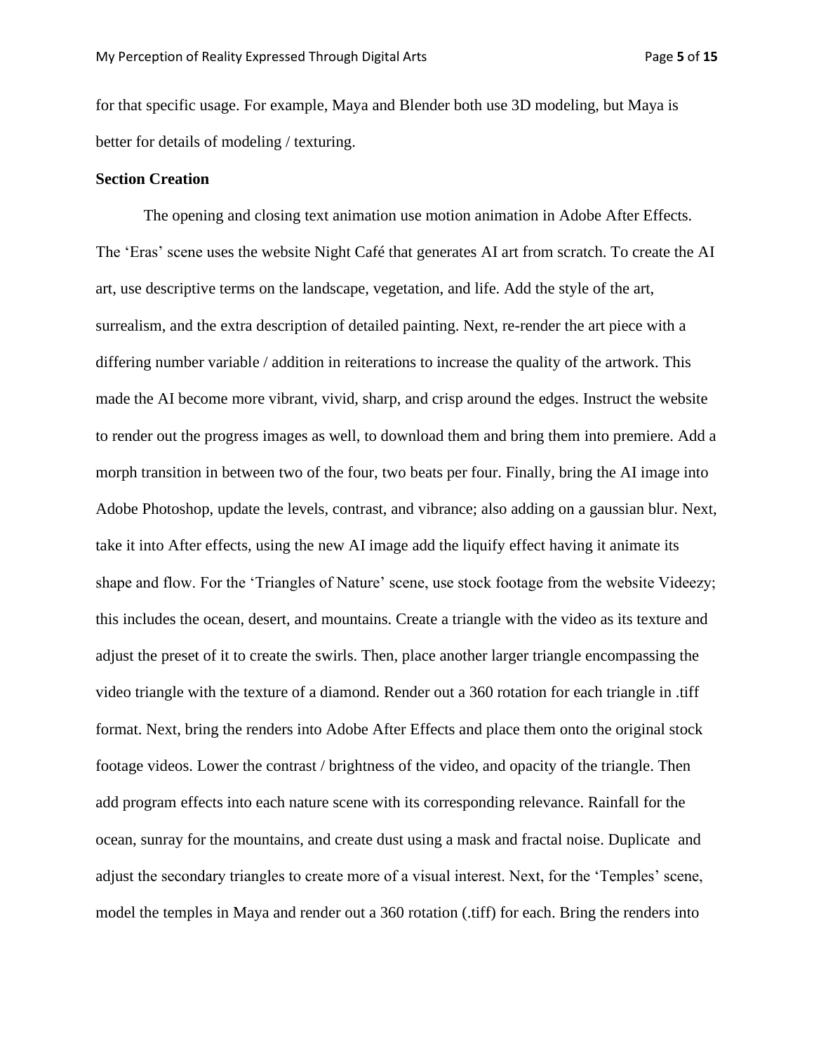for that specific usage. For example, Maya and Blender both use 3D modeling, but Maya is better for details of modeling / texturing.

**Section Creation**

The opening and closing text animation use motion animation in Adobe After Effects. The 'Eras' scene uses the website Night Café that generates AI art from scratch. To create the AI art, use descriptive terms on the landscape, vegetation, and life. Add the style of the art, surrealism, and the extra description of detailed painting. Next, re-render the art piece with a differing number variable / addition in reiterations to increase the quality of the artwork. This made the AI become more vibrant, vivid, sharp, and crisp around the edges. Instruct the website to render out the progress images as well, to download them and bring them into premiere. Add a morph transition in between two of the four, two beats per four. Finally, bring the AI image into Adobe Photoshop, update the levels, contrast, and vibrance; also adding on a gaussian blur. Next, take it into After effects, using the new AI image add the liquify effect having it animate its shape and flow. For the 'Triangles of Nature' scene, use stock footage from the website Videezy; this includes the ocean, desert, and mountains. Create a triangle with the video as its texture and adjust the preset of it to create the swirls. Then, place another larger triangle encompassing the video triangle with the texture of a diamond. Render out a 360 rotation for each triangle in .tiff format. Next, bring the renders into Adobe After Effects and place them onto the original stock footage videos. Lower the contrast / brightness of the video, and opacity of the triangle. Then add program effects into each nature scene with its corresponding relevance. Rainfall for the ocean, sunray for the mountains, and create dust using a mask and fractal noise. Duplicate and adjust the secondary triangles to create more of a visual interest. Next, for the 'Temples' scene, model the temples in Maya and render out a 360 rotation (.tiff) for each. Bring the renders into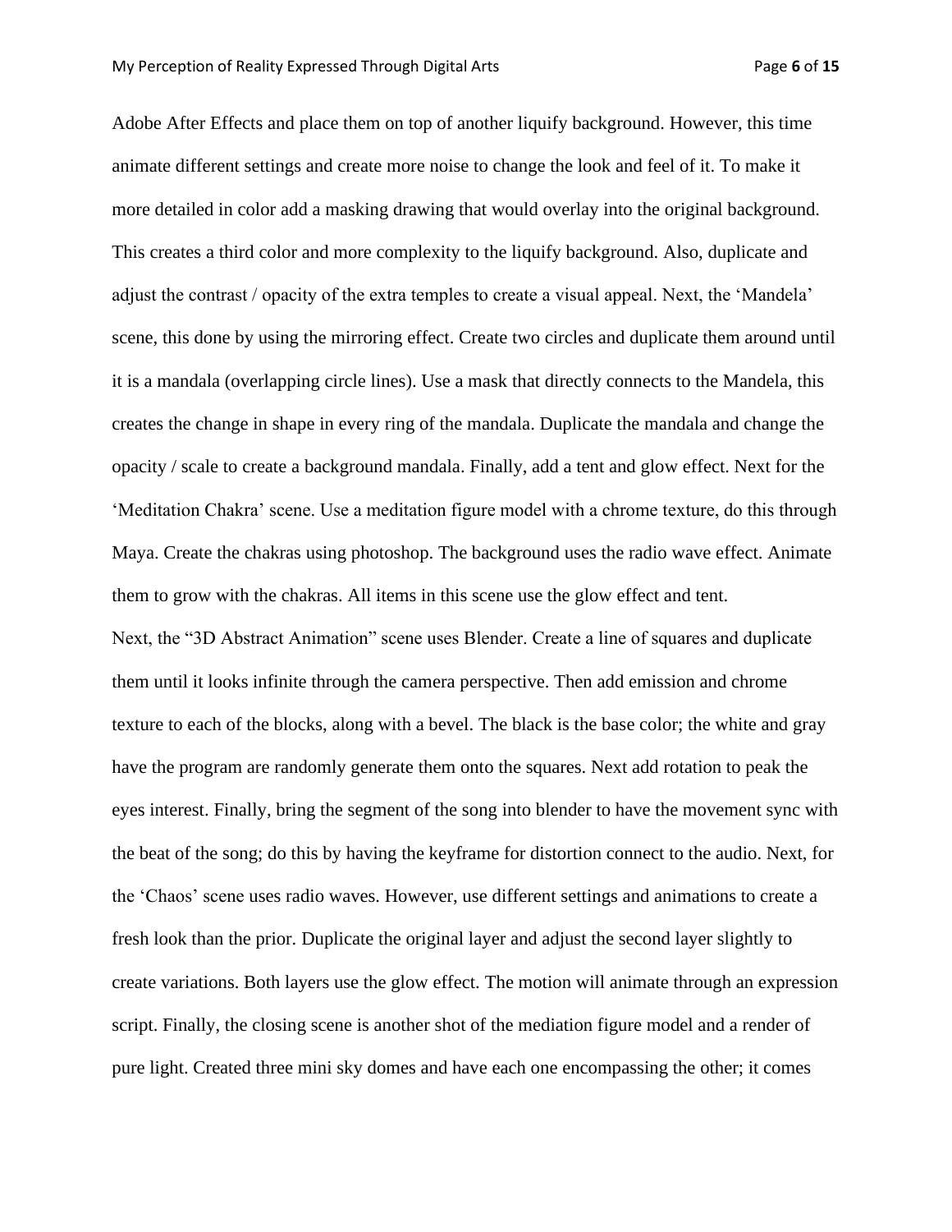Adobe After Effects and place them on top of another liquify background. However, this time animate different settings and create more noise to change the look and feel of it. To make it more detailed in color add a masking drawing that would overlay into the original background. This creates a third color and more complexity to the liquify background. Also, duplicate and adjust the contrast / opacity of the extra temples to create a visual appeal. Next, the 'Mandela' scene, this done by using the mirroring effect. Create two circles and duplicate them around until it is a mandala (overlapping circle lines). Use a mask that directly connects to the Mandela, this creates the change in shape in every ring of the mandala. Duplicate the mandala and change the opacity / scale to create a background mandala. Finally, add a tent and glow effect. Next for the 'Meditation Chakra' scene. Use a meditation figure model with a chrome texture, do this through Maya. Create the chakras using photoshop. The background uses the radio wave effect. Animate them to grow with the chakras. All items in this scene use the glow effect and tent.

Next, the "3D Abstract Animation" scene uses Blender. Create a line of squares and duplicate them until it looks infinite through the camera perspective. Then add emission and chrome texture to each of the blocks, along with a bevel. The black is the base color; the white and gray have the program are randomly generate them onto the squares. Next add rotation to peak the eyes interest. Finally, bring the segment of the song into blender to have the movement sync with the beat of the song; do this by having the keyframe for distortion connect to the audio. Next, for the 'Chaos' scene uses radio waves. However, use different settings and animations to create a fresh look than the prior. Duplicate the original layer and adjust the second layer slightly to create variations. Both layers use the glow effect. The motion will animate through an expression script. Finally, the closing scene is another shot of the mediation figure model and a render of pure light. Created three mini sky domes and have each one encompassing the other; it comes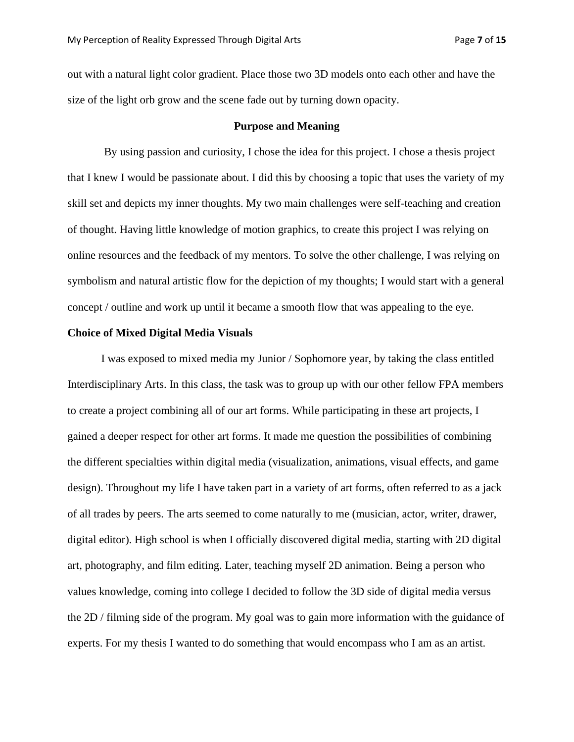out with a natural light color gradient. Place those two 3D models onto each other and have the size of the light orb grow and the scene fade out by turning down opacity.

## Purpose and Meaning

By using passion and curiosity, I chose the idea for this project. I chose a thesis project that I knew I would be passionate about. I did this by choosing a topic that uses the variety of my skill set and depicts my inner thoughts. My two main challenges were self-teaching and creation of thought. Having little knowledge of motion graphics, to create this project I was relying on online resources and the feedback of my mentors. To solve the other challenge, I was relying on symbolism and natural artistic flow for the depiction of my thoughts; I would start with a general concept / outline and work up until it became a smooth flow that was appealing to the eye.

### Choice of Mixed Digital Media Visuals

I was exposed to mixed media my Junior / Sophomore year, by taking the class entitled Interdisciplinary Arts. In this class, the task was to group up with our other fellow FPA members to create a project combining all of our art forms. While participating in these art projects, I gained a deeper respect for other art forms. It made me question the possibilities of combining the different specialties within digital media (visualization, animations, visual effects, and game design). Throughout my life I have taken part in a variety of art forms, often referred to as a jack of all trades by peers. The arts seemed to come naturally to me (musician, actor, writer, drawer, digital editor). High school is when I officially discovered digital media, starting with 2D digital art, photography, and film editing. Later, teaching myself 2D animation. Being a person who values knowledge, coming into college I decided to follow the 3D side of digital media versus the 2D / filming side of the program. My goal was to gain more information with the guidance of experts. For my thesis I wanted to do something that would encompass who I am as an artist.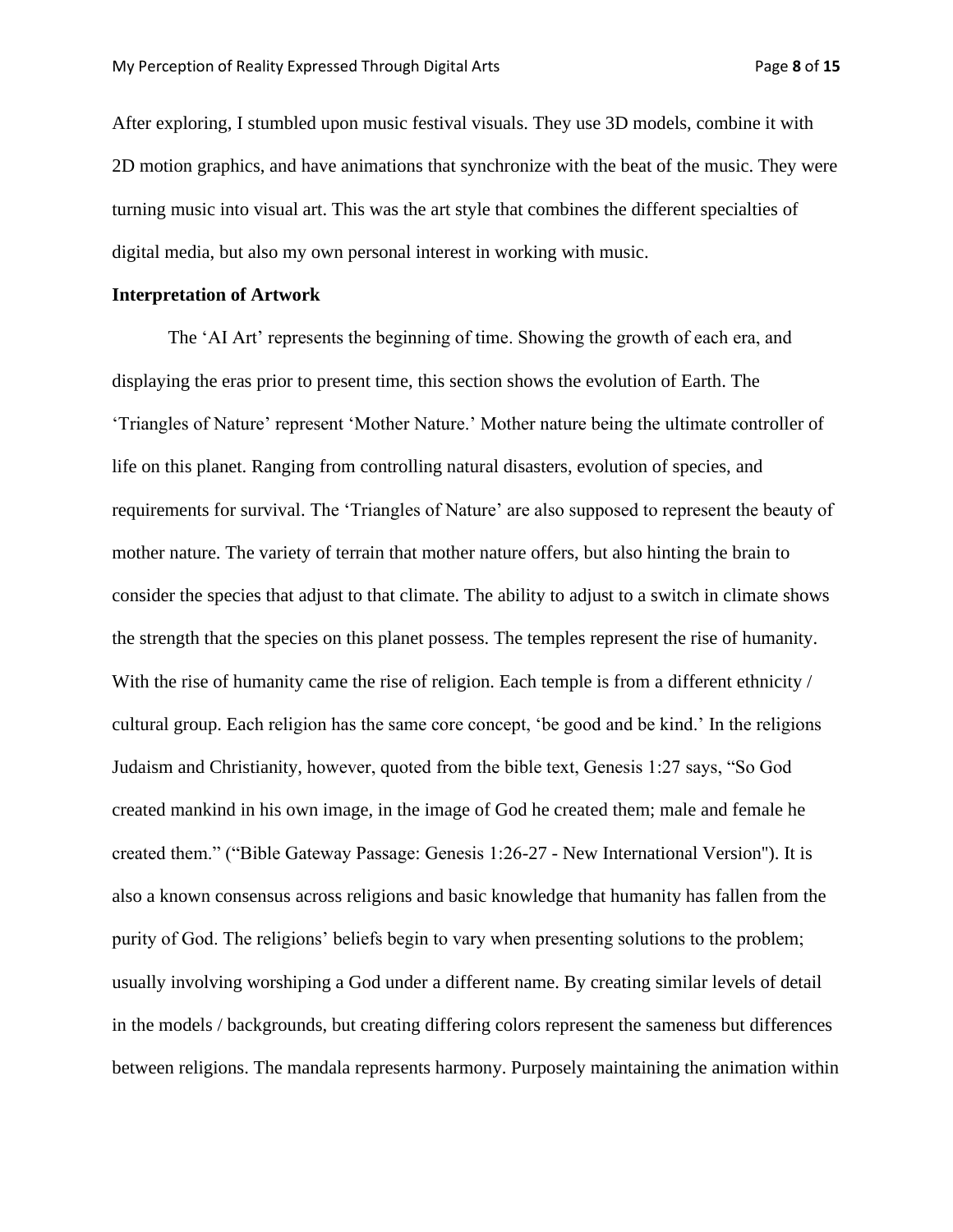After exploring, I stumbled upon music festival visuals. They use 3D models, combine it with 2D motion graphics, and have animations that synchronize with the beat of the music. They were turning music into visual art. This was the art style that combines the different specialties of digital media, but also my own personal interest in working with music.

**Interpretation of Artwork**

The 'AI Art' represents the beginning of time. Showing the growth of each era, and displaying the eras prior to present time, this section shows the evolution of Earth. The 'Triangles of Nature' represent 'Mother Nature.' Mother nature being the ultimate controller of life on this planet. Ranging from controlling natural disasters, evolution of species, and requirements for survival. The 'Triangles of Nature' are also supposed to represent the beauty of mother nature. The variety of terrain that mother nature offers, but also hinting the brain to consider the species that adjust to that climate. The ability to adjust to a switch in climate shows the strength that the species on this planet possess. The temples represent the rise of humanity. With the rise of humanity came the rise of religion. Each temple is from a different ethnicity / cultural group. Each religion has the same core concept, 'be good and be kind.' In the religions Judaism and Christianity, however, quoted from the bible text, Genesis 1:27 says, "So God created mankind in his own image, in the image of God he created them; male and female he created them." ("Bible Gateway Passage: Genesis 1:26-27 - New International Version"). It is also a known consensus across religions and basic knowledge that humanity has fallen from the purity of God. The religions' beliefs begin to vary when presenting solutions to the problem; usually involving worshiping a God under a different name. By creating similar levels of detail in the models / backgrounds, but creating differing colors represent the sameness but differences between religions. The mandala represents harmony. Purposely maintaining the animation within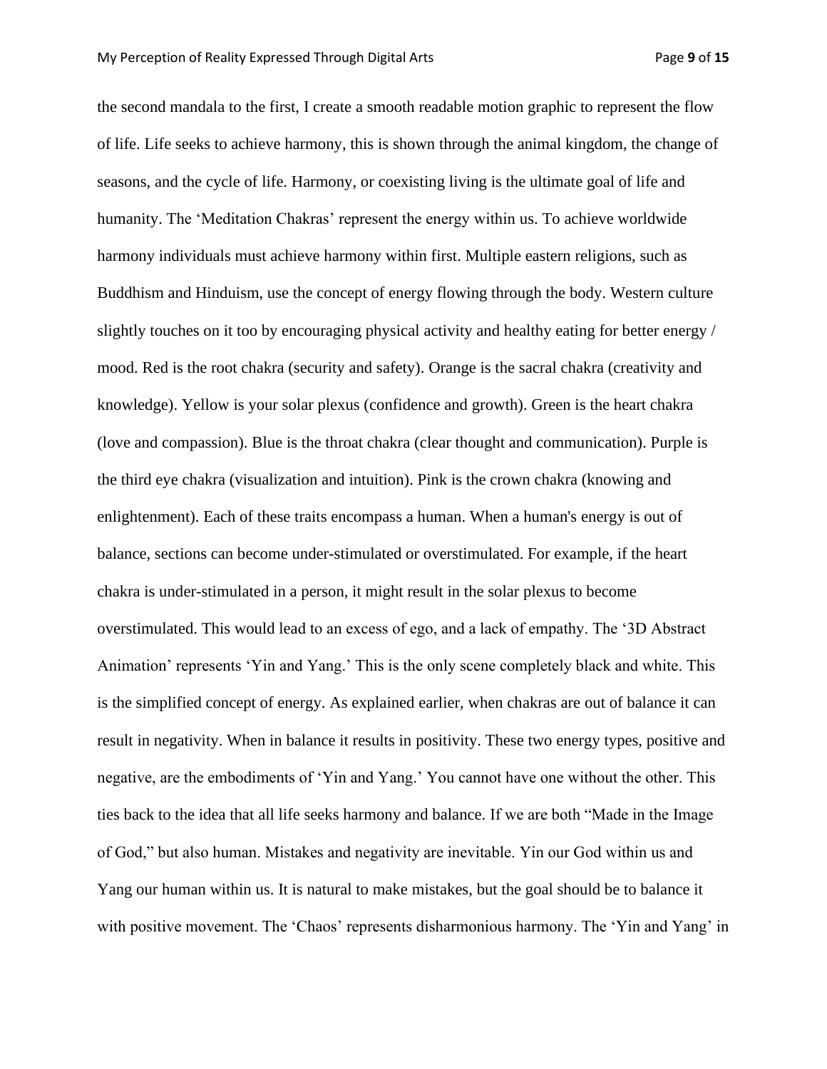the second mandala to the first, I create a smooth readable motion graphic to represent the flow of life. Life seeks to achieve harmony, this is shown through the animal kingdom, the change of seasons, and the cycle of life. Harmony, or coexisting living is the ultimate goal of life and humanity. The 'Meditation Chakras' represent the energy within us. To achieve worldwide harmony individuals must achieve harmony within first. Multiple eastern religions, such as Buddhism and Hinduism, use the concept of energy flowing through the body. Western culture slightly touches on it too by encouraging physical activity and healthy eating for better energy / mood. Red is the root chakra (security and safety). Orange is the sacral chakra (creativity and knowledge). Yellow is your solar plexus (confidence and growth). Green is the heart chakra (love and compassion). Blue is the throat chakra (clear thought and communication). Purple is the third eye chakra (visualization and intuition). Pink is the crown chakra (knowing and enlightenment). Each of these traits encompass a human. When a human's energy is out of balance, sections can become under-stimulated or overstimulated. For example, if the heart chakra is under-stimulated in a person, it might result in the solar plexus to become overstimulated. This would lead to an excess of ego, and a lack of empathy. The '3D Abstract Animation' represents 'Yin and Yang.' This is the only scene completely black and white. This is the simplified concept of energy. As explained earlier, when chakras are out of balance it can result in negativity. When in balance it results in positivity. These two energy types, positive and negative, are the embodiments of 'Yin and Yang.' You cannot have one without the other. This ties back to the idea that all life seeks harmony and balance. If we are both "Made in the Image of God," but also human. Mistakes and negativity are inevitable. Yin our God within us and Yang our human within us. It is natural to make mistakes, but the goal should be to balance it with positive movement. The 'Chaos' represents disharmonious harmony. The 'Yin and Yang' in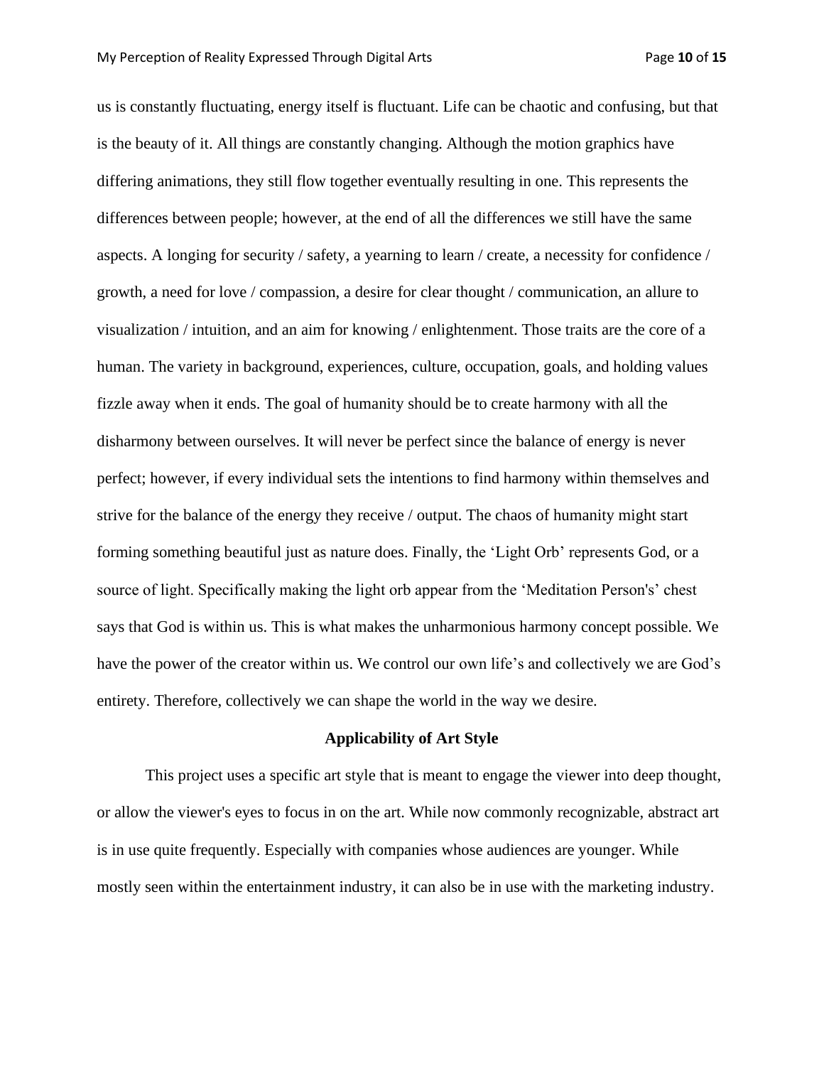us is constantly fluctuating, energy itself is fluctuant. Life can be chaotic and confusing, but that is the beauty of it. All things are constantly changing. Although the motion graphics have differing animations, they still flow together eventually resulting in one. This represents the differences between people; however, at the end of all the differences we still have the same aspects. A longing for security / safety, a yearning to learn / create, a necessity for confidence / growth, a need for love / compassion, a desire for clear thought / communication, an allure to visualization / intuition, and an aim for knowing / enlightenment. Those traits are the core of a human. The variety in background, experiences, culture, occupation, goals, and holding values fizzle away when it ends. The goal of humanity should be to create harmony with all the disharmony between ourselves. It will never be perfect since the balance of energy is never perfect; however, if every individual sets the intentions to find harmony within themselves and strive for the balance of the energy they receive / output. The chaos of humanity might start forming something beautiful just as nature does. Finally, the 'Light Orb' represents God, or a source of light. Specifically making the light orb appear from the 'Meditation Person's' chest says that God is within us. This is what makes the unharmonious harmony concept possible. We have the power of the creator within us. We control our own life's and collectively we are God's entirety. Therefore, collectively we can shape the world in the way we desire.

### Applicability of Art Style

This project uses a specific art style that is meant to engage the viewer into deep thought, or allow the viewer's eyes to focus in on the art. While now commonly recognizable, abstract art is in use quite frequently. Especially with companies whose audiences are younger. While mostly seen within the entertainment industry, it can also be in use with the marketing industry.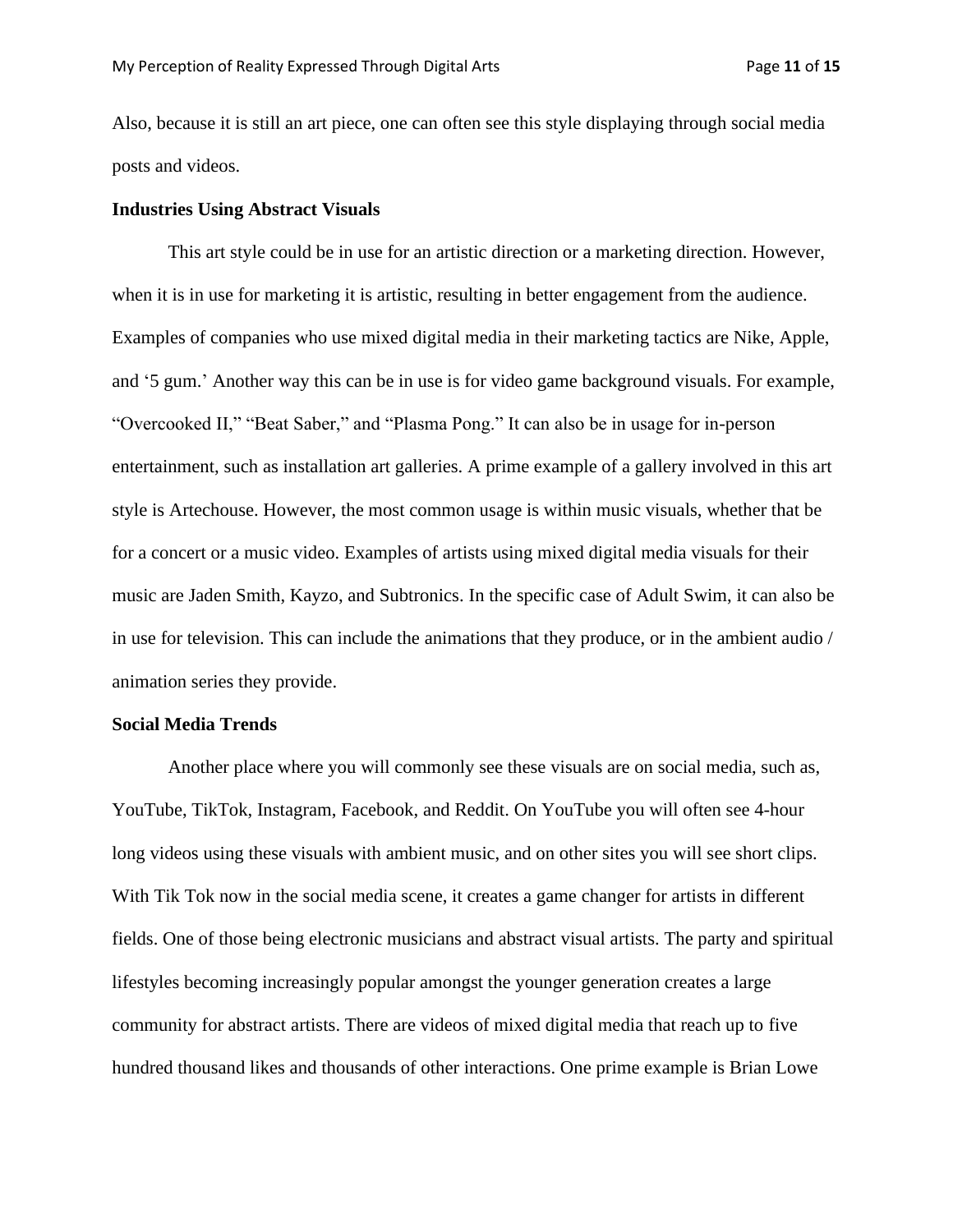Also, because it is still an art piece, one can often see this style displaying through social media posts and videos.

**Industries Using Abstract Visuals**

This art style could be in use for an artistic direction or a marketing direction. However, when it is in use for marketing it is artistic, resulting in better engagement from the audience. Examples of companies who use mixed digital media in their marketing tactics are Nike, Apple, and '5 gum.' Another way this can be in use is for video game background visuals. For example, "Overcooked II," "Beat Saber," and "Plasma Pong." It can also be in usage for in-person entertainment, such as installation art galleries. A prime example of a gallery involved in this art style is Artechouse. However, the most common usage is within music visuals, whether that be for a concert or a music video. Examples of artists using mixed digital media visuals for their music are Jaden Smith, Kayzo, and Subtronics. In the specific case of Adult Swim, it can also be in use for television. This can include the animations that they produce, or in the ambient audio / animation series they provide.

**Social Media Trends**

Another place where you will commonly see these visuals are on social media, such as, YouTube, TikTok, Instagram, Facebook, and Reddit. On YouTube you will often see 4-hour long videos using these visuals with ambient music, and on other sites you will see short clips. With Tik Tok now in the social media scene, it creates a game changer for artists in different fields. One of those being electronic musicians and abstract visual artists. The party and spiritual lifestyles becoming increasingly popular amongst the younger generation creates a large community for abstract artists. There are videos of mixed digital media that reach up to five hundred thousand likes and thousands of other interactions. One prime example is Brian Lowe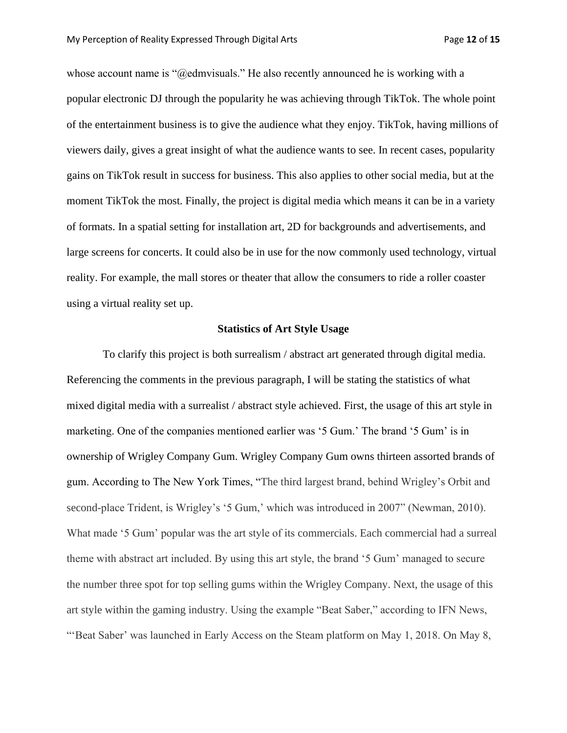whose account name is "@edmvisuals." He also recently announced he is working with a popular electronic DJ through the popularity he was achieving through TikTok. The whole point of the entertainment business is to give the audience what they enjoy. TikTok, having millions of viewers daily, gives a great insight of what the audience wants to see. In recent cases, popularity gains on TikTok result in success for business. This also applies to other social media, but at the moment TikTok the most. Finally, the project is digital media which means it can be in a variety of formats. In a spatial setting for installation art, 2D for backgrounds and advertisements, and large screens for concerts. It could also be in use for the now commonly used technology, virtual reality. For example, the mall stores or theater that allow the consumers to ride a roller coaster using a virtual reality set up.

## Statistics of Art Style Usage

To clarify this project is both surrealism / abstract art generated through digital media. Referencing the comments in the previous paragraph, I will be stating the statistics of what mixed digital media with a surrealist / abstract style achieved. First, the usage of this art style in marketing. One of the companies mentioned earlier was '5 Gum.' The brand '5 Gum' is in ownership of Wrigley Company Gum. Wrigley Company Gum owns thirteen assorted brands of gum. According to The New York Times, "The third largest brand, behind Wrigley's Orbit and second-place Trident, is Wrigley's '5 Gum,' which was introduced in 2007" (Newman, 2010). What made '5 Gum' popular was the art style of its commercials. Each commercial had a surreal theme with abstract art included. By using this art style, the brand '5 Gum' managed to secure the number three spot for top selling gums within the Wrigley Company. Next, the usage of this art style within the gaming industry. Using the example "Beat Saber," according to IFN News, "'Beat Saber' was launched in Early Access on the Steam platform on May 1, 2018. On May 8,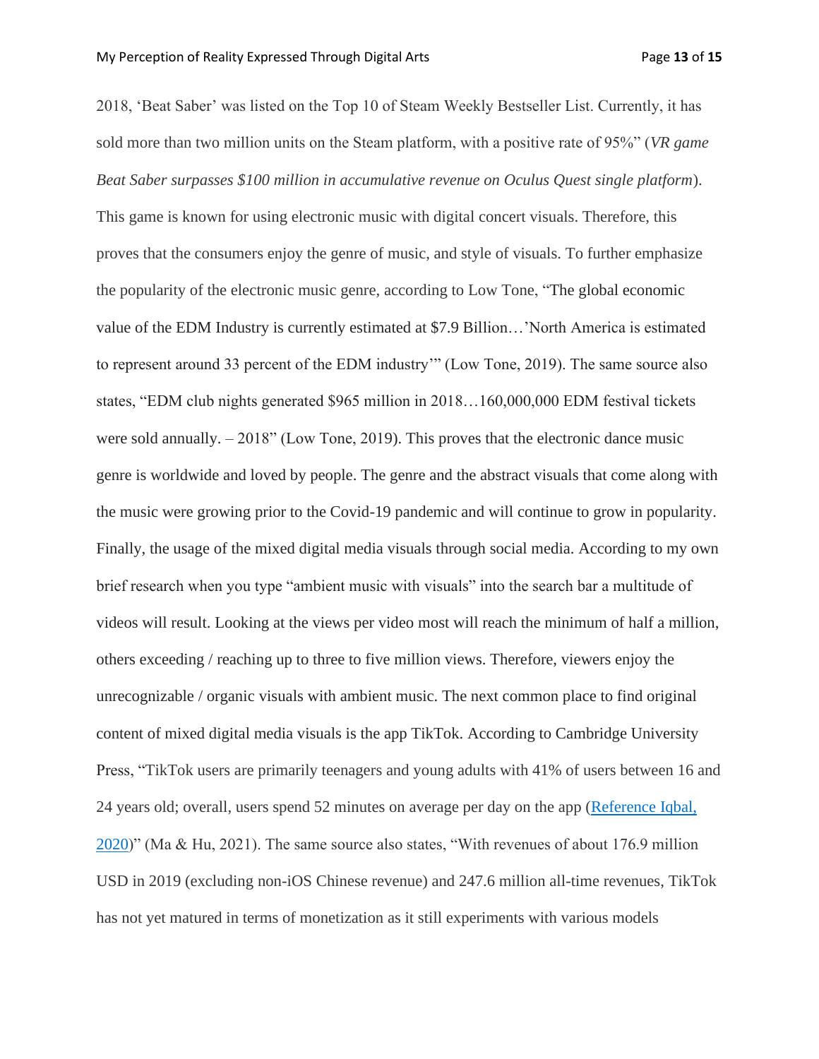2018, 'Beat Saber' was listed on the Top 10 of Steam Weekly Bestseller List. Currently, it has sold more than two million units on the Steam platform, with a positive rate of 95%" (*VR game Beat Saber surpasses $100 million in accumulative revenue on Oculus Quest single platform*). This game is known for using electronic music with digital concert visuals. Therefore, this proves that the consumers enjoy the genre of music, and style of visuals. To further emphasize the popularity of the electronic music genre, according to Low Tone, "The global economic value of the EDM Industry is currently estimated at $7.9 Billion…'North America is estimated to represent around 33 percent of the EDM industry'" (Low Tone, 2019). The same source also states, "EDM club nights generated $965 million in 2018…160,000,000 EDM festival tickets were sold annually. – 2018" (Low Tone, 2019). This proves that the electronic dance music genre is worldwide and loved by people. The genre and the abstract visuals that come along with the music were growing prior to the Covid-19 pandemic and will continue to grow in popularity. Finally, the usage of the mixed digital media visuals through social media. According to my own brief research when you type "ambient music with visuals" into the search bar a multitude of videos will result. Looking at the views per video most will reach the minimum of half a million, others exceeding / reaching up to three to five million views. Therefore, viewers enjoy the unrecognizable / organic visuals with ambient music. The next common place to find original content of mixed digital media visuals is the app TikTok. According to Cambridge University Press, "TikTok users are primarily teenagers and young adults with 41% of users between 16 and 24 years old; overall, users spend 52 minutes on average per day on the app (Reference Iqbal, 2020)" (Ma & Hu, 2021). The same source also states, "With revenues of about 176.9 million USD in 2019 (excluding non-iOS Chinese revenue) and 247.6 million all-time revenues, TikTok has not yet matured in terms of monetization as it still experiments with various models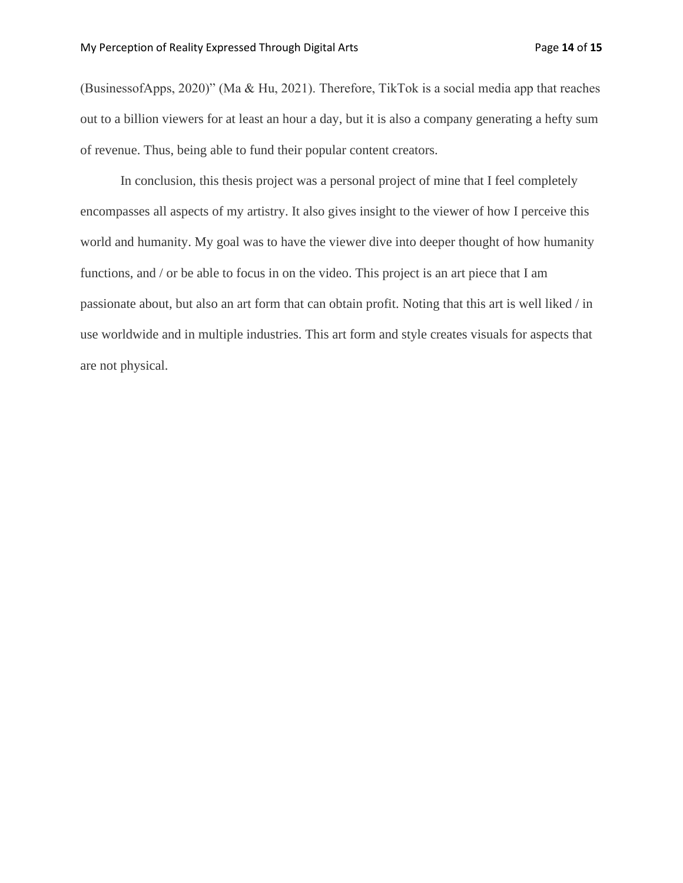(BusinessofApps, 2020)" (Ma & Hu, 2021). Therefore, TikTok is a social media app that reaches out to a billion viewers for at least an hour a day, but it is also a company generating a hefty sum of revenue. Thus, being able to fund their popular content creators.

In conclusion, this thesis project was a personal project of mine that I feel completely encompasses all aspects of my artistry. It also gives insight to the viewer of how I perceive this world and humanity. My goal was to have the viewer dive into deeper thought of how humanity functions, and / or be able to focus in on the video. This project is an art piece that I am passionate about, but also an art form that can obtain profit. Noting that this art is well liked / in use worldwide and in multiple industries. This art form and style creates visuals for aspects that are not physical.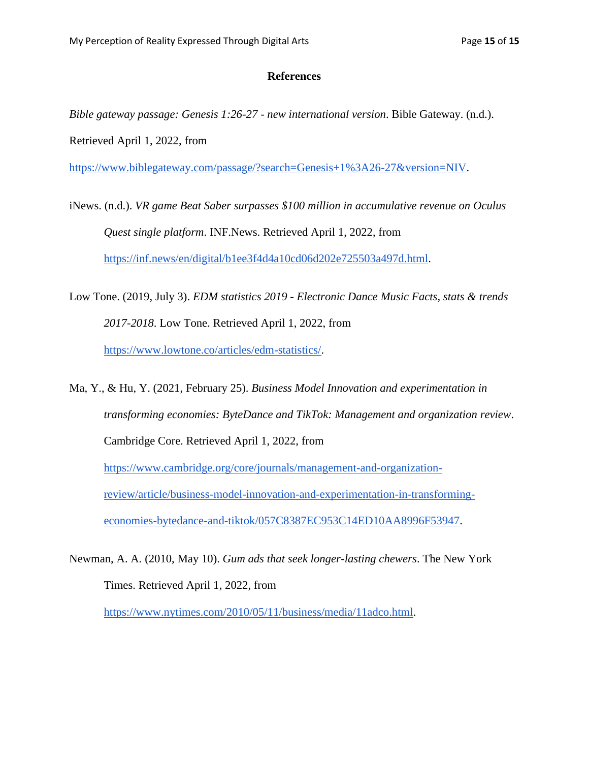# References

*Bible gateway passage: Genesis 1:26-27 - new international version*. Bible Gateway. (n.d.). Retrieved April 1, 2022, from https://www.biblegateway.com/passage/?search=Genesis+1%3A26-27&version=NIV.

iNews. (n.d.). *VR game Beat Saber surpasses $100 million in accumulative revenue on Oculus Quest single platform*. INF.News. Retrieved April 1, 2022, from https://inf.news/en/digital/b1ee3f4d4a10cd06d202e725503a497d.html.

Low Tone. (2019, July 3). *EDM statistics 2019 - Electronic Dance Music Facts, stats & trends 2017-2018*. Low Tone. Retrieved April 1, 2022, from https://www.lowtone.co/articles/edm-statistics/.

Ma, Y., & Hu, Y. (2021, February 25). *Business Model Innovation and experimentation in transforming economies: ByteDance and TikTok: Management and organization review*. Cambridge Core. Retrieved April 1, 2022, from https://www.cambridge.org/core/journals/management-and-organization-review/article/business-model-innovation-and-experimentation-in-transforming-economies-bytedance-and-tiktok/057C8387EC953C14ED10AA8996F53947.

Newman, A. A. (2010, May 10). *Gum ads that seek longer-lasting chewers*. The New York Times. Retrieved April 1, 2022, from https://www.nytimes.com/2010/05/11/business/media/11adco.html.